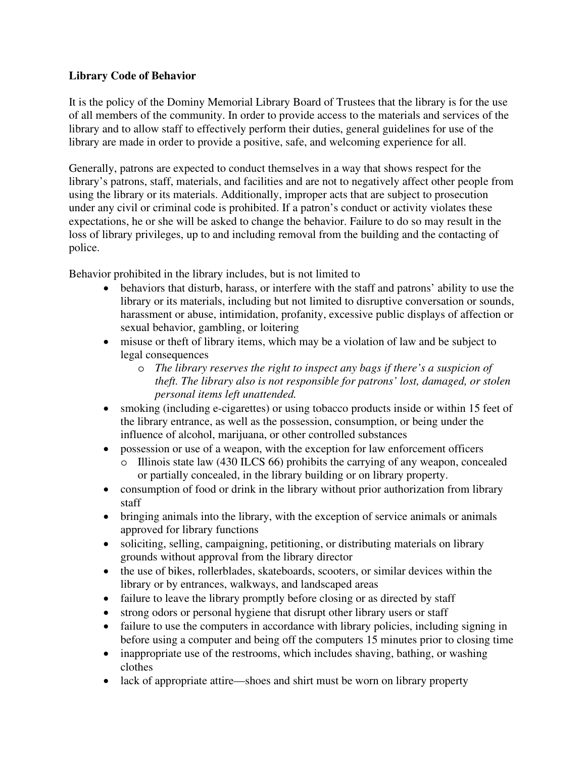**Library Code of Behavior**

It is the policy of the Dominy Memorial Library Board of Trustees that the library is for the use of all members of the community. In order to provide access to the materials and services of the library and to allow staff to effectively perform their duties, general guidelines for use of the library are made in order to provide a positive, safe, and welcoming experience for all.

Generally, patrons are expected to conduct themselves in a way that shows respect for the library's patrons, staff, materials, and facilities and are not to negatively affect other people from using the library or its materials. Additionally, improper acts that are subject to prosecution under any civil or criminal code is prohibited. If a patron's conduct or activity violates these expectations, he or she will be asked to change the behavior. Failure to do so may result in the loss of library privileges, up to and including removal from the building and the contacting of police.

Behavior prohibited in the library includes, but is not limited to

- behaviors that disturb, harass, or interfere with the staff and patrons' ability to use the library or its materials, including but not limited to disruptive conversation or sounds, harassment or abuse, intimidation, profanity, excessive public displays of affection or sexual behavior, gambling, or loitering
- misuse or theft of library items, which may be a violation of law and be subject to legal consequences
    - *The library reserves the right to inspect any bags if there's a suspicion of theft. The library also is not responsible for patrons' lost, damaged, or stolen personal items left unattended.*
- smoking (including e-cigarettes) or using tobacco products inside or within 15 feet of the library entrance, as well as the possession, consumption, or being under the influence of alcohol, marijuana, or other controlled substances
- possession or use of a weapon, with the exception for law enforcement officers
    - Illinois state law (430 ILCS 66) prohibits the carrying of any weapon, concealed or partially concealed, in the library building or on library property.
- consumption of food or drink in the library without prior authorization from library staff
- bringing animals into the library, with the exception of service animals or animals approved for library functions
- soliciting, selling, campaigning, petitioning, or distributing materials on library grounds without approval from the library director
- the use of bikes, rollerblades, skateboards, scooters, or similar devices within the library or by entrances, walkways, and landscaped areas
- failure to leave the library promptly before closing or as directed by staff
- strong odors or personal hygiene that disrupt other library users or staff
- failure to use the computers in accordance with library policies, including signing in before using a computer and being off the computers 15 minutes prior to closing time
- inappropriate use of the restrooms, which includes shaving, bathing, or washing clothes
- lack of appropriate attire—shoes and shirt must be worn on library property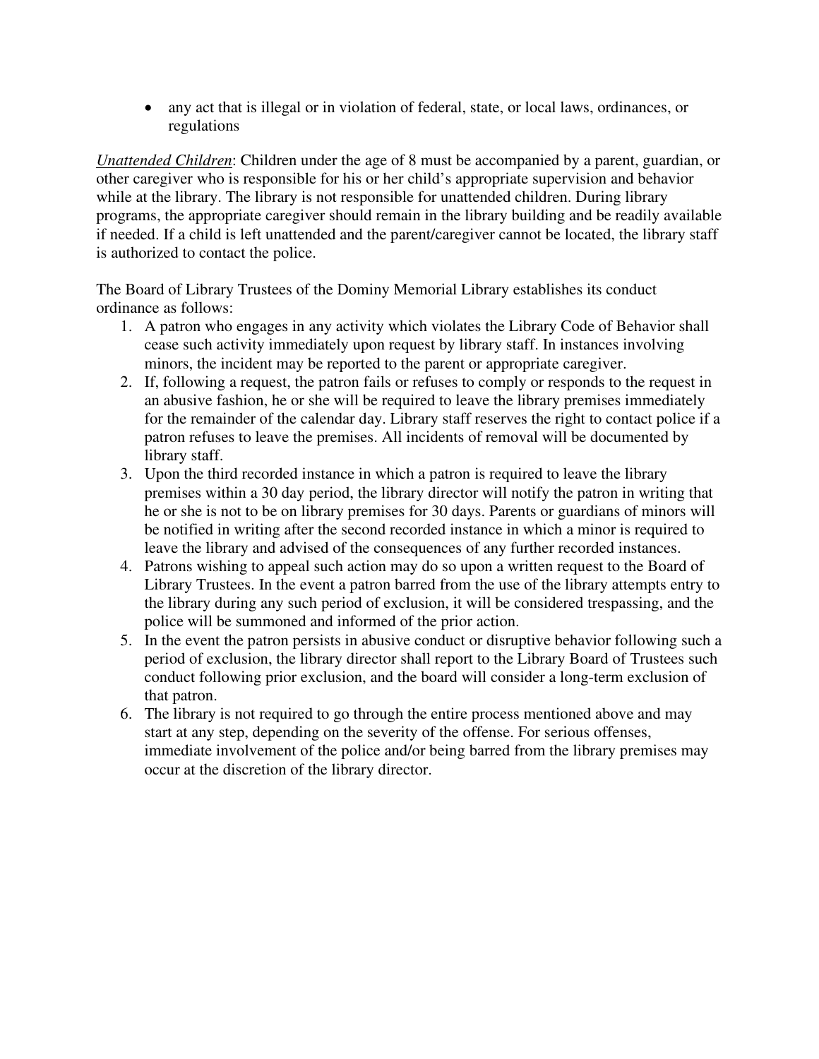- any act that is illegal or in violation of federal, state, or local laws, ordinances, or regulations

*Unattended Children*: Children under the age of 8 must be accompanied by a parent, guardian, or other caregiver who is responsible for his or her child's appropriate supervision and behavior while at the library. The library is not responsible for unattended children. During library programs, the appropriate caregiver should remain in the library building and be readily available if needed. If a child is left unattended and the parent/caregiver cannot be located, the library staff is authorized to contact the police.

The Board of Library Trustees of the Dominy Memorial Library establishes its conduct ordinance as follows:

1. A patron who engages in any activity which violates the Library Code of Behavior shall cease such activity immediately upon request by library staff. In instances involving minors, the incident may be reported to the parent or appropriate caregiver.
2. If, following a request, the patron fails or refuses to comply or responds to the request in an abusive fashion, he or she will be required to leave the library premises immediately for the remainder of the calendar day. Library staff reserves the right to contact police if a patron refuses to leave the premises. All incidents of removal will be documented by library staff.
3. Upon the third recorded instance in which a patron is required to leave the library premises within a 30 day period, the library director will notify the patron in writing that he or she is not to be on library premises for 30 days. Parents or guardians of minors will be notified in writing after the second recorded instance in which a minor is required to leave the library and advised of the consequences of any further recorded instances.
4. Patrons wishing to appeal such action may do so upon a written request to the Board of Library Trustees. In the event a patron barred from the use of the library attempts entry to the library during any such period of exclusion, it will be considered trespassing, and the police will be summoned and informed of the prior action.
5. In the event the patron persists in abusive conduct or disruptive behavior following such a period of exclusion, the library director shall report to the Library Board of Trustees such conduct following prior exclusion, and the board will consider a long-term exclusion of that patron.
6. The library is not required to go through the entire process mentioned above and may start at any step, depending on the severity of the offense. For serious offenses, immediate involvement of the police and/or being barred from the library premises may occur at the discretion of the library director.